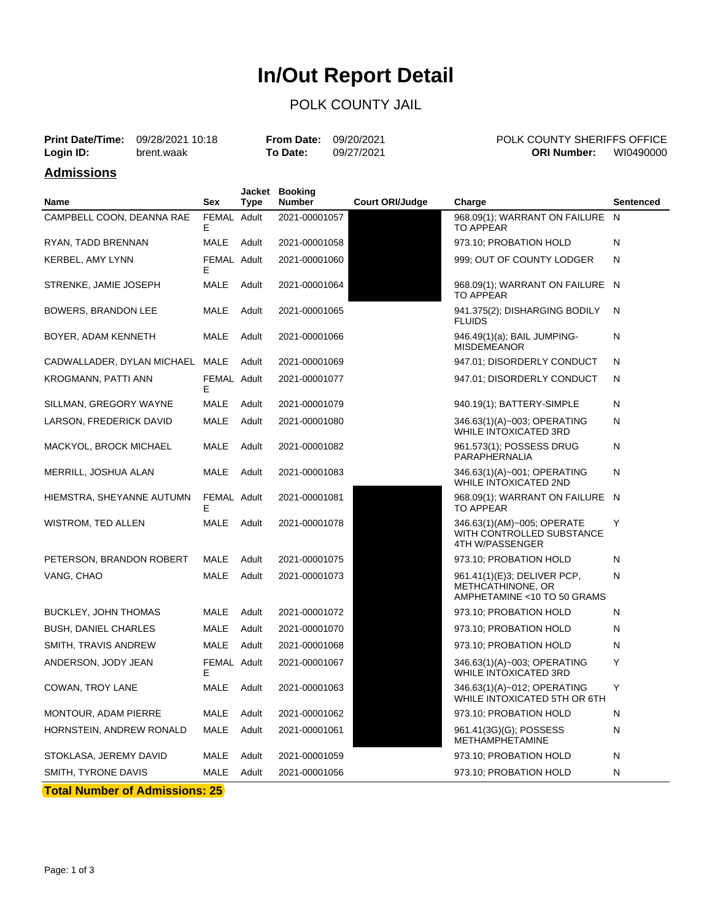# In/Out Report Detail

## POLK COUNTY JAIL

**Print Date/Time:** 09/28/2021 10:18
**Login ID:** brent.waak

**From Date:** 09/20/2021
**To Date:** 09/27/2021

POLK COUNTY SHERIFFS OFFICE
**ORI Number:** WI0490000

### Admissions

| Name | Sex | Jacket Type | Booking Number | Court ORI/Judge | Charge | Sentenced |
|---|---|---|---|---|---|---|
| CAMPBELL COON, DEANNA RAE | FEMALE | Adult | 2021-00001057 | | 968.09(1); WARRANT ON FAILURE TO APPEAR | N |
| RYAN, TADD BRENNAN | MALE | Adult | 2021-00001058 | | 973.10; PROBATION HOLD | N |
| KERBEL, AMY LYNN | FEMALE | Adult | 2021-00001060 | | 999; OUT OF COUNTY LODGER | N |
| STRENKE, JAMIE JOSEPH | MALE | Adult | 2021-00001064 | | 968.09(1); WARRANT ON FAILURE TO APPEAR | N |
| BOWERS, BRANDON LEE | MALE | Adult | 2021-00001065 | | 941.375(2); DISHARGING BODILY FLUIDS | N |
| BOYER, ADAM KENNETH | MALE | Adult | 2021-00001066 | | 946.49(1)(a); BAIL JUMPING-MISDEMEANOR | N |
| CADWALLADER, DYLAN MICHAEL | MALE | Adult | 2021-00001069 | | 947.01; DISORDERLY CONDUCT | N |
| KROGMANN, PATTI ANN | FEMALE | Adult | 2021-00001077 | | 947.01; DISORDERLY CONDUCT | N |
| SILLMAN, GREGORY WAYNE | MALE | Adult | 2021-00001079 | | 940.19(1); BATTERY-SIMPLE | N |
| LARSON, FREDERICK DAVID | MALE | Adult | 2021-00001080 | | 346.63(1)(A)~003; OPERATING WHILE INTOXICATED 3RD | N |
| MACKYOL, BROCK MICHAEL | MALE | Adult | 2021-00001082 | | 961.573(1); POSSESS DRUG PARAPHERNALIA | N |
| MERRILL, JOSHUA ALAN | MALE | Adult | 2021-00001083 | | 346.63(1)(A)~001; OPERATING WHILE INTOXICATED 2ND | N |
| HIEMSTRA, SHEYANNE AUTUMN | FEMALE | Adult | 2021-00001081 | | 968.09(1); WARRANT ON FAILURE TO APPEAR | N |
| WISTROM, TED ALLEN | MALE | Adult | 2021-00001078 | | 346.63(1)(AM)~005; OPERATE WITH CONTROLLED SUBSTANCE 4TH W/PASSENGER | Y |
| PETERSON, BRANDON ROBERT | MALE | Adult | 2021-00001075 | | 973.10; PROBATION HOLD | N |
| VANG, CHAO | MALE | Adult | 2021-00001073 | | 961.41(1)(E)3; DELIVER PCP, METHCATHINONE, OR AMPHETAMINE <10 TO 50 GRAMS | N |
| BUCKLEY, JOHN THOMAS | MALE | Adult | 2021-00001072 | | 973.10; PROBATION HOLD | N |
| BUSH, DANIEL CHARLES | MALE | Adult | 2021-00001070 | | 973.10; PROBATION HOLD | N |
| SMITH, TRAVIS ANDREW | MALE | Adult | 2021-00001068 | | 973.10; PROBATION HOLD | N |
| ANDERSON, JODY JEAN | FEMALE | Adult | 2021-00001067 | | 346.63(1)(A)~003; OPERATING WHILE INTOXICATED 3RD | Y |
| COWAN, TROY LANE | MALE | Adult | 2021-00001063 | | 346.63(1)(A)~012; OPERATING WHILE INTOXICATED 5TH OR 6TH | Y |
| MONTOUR, ADAM PIERRE | MALE | Adult | 2021-00001062 | | 973.10; PROBATION HOLD | N |
| HORNSTEIN, ANDREW RONALD | MALE | Adult | 2021-00001061 | | 961.41(3G)(G); POSSESS METHAMPHETAMINE | N |
| STOKLASA, JEREMY DAVID | MALE | Adult | 2021-00001059 | | 973.10; PROBATION HOLD | N |
| SMITH, TYRONE DAVIS | MALE | Adult | 2021-00001056 | | 973.10; PROBATION HOLD | N |

**Total Number of Admissions: 25**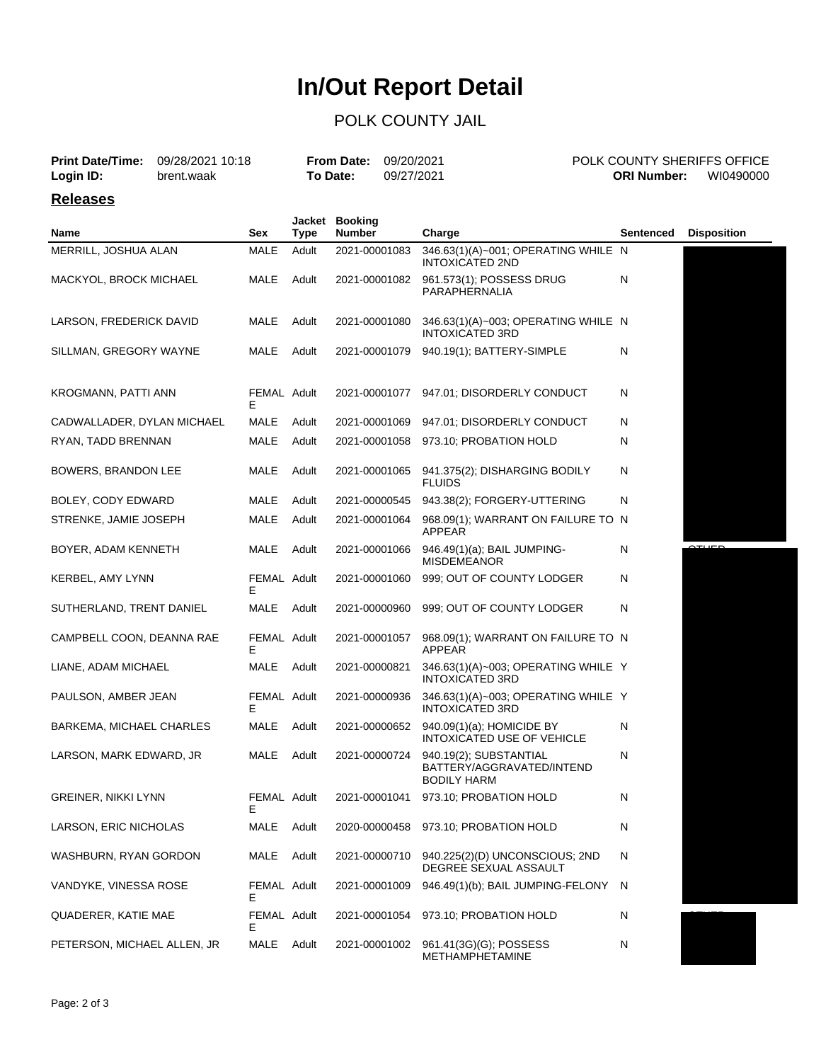# In/Out Report Detail

POLK COUNTY JAIL

| | | | | | |
|---|---|---|---|---|---|
| **Print Date/Time:** | 09/28/2021 10:18 | **From Date:** | 09/20/2021 | POLK COUNTY SHERIFFS OFFICE | |
| **Login ID:** | brent.waak | **To Date:** | 09/27/2021 | **ORI Number:** | WI0490000 |

## Releases

| Name | Sex | Jacket Type | Booking Number | Charge | Sentenced | Disposition |
|---|---|---|---|---|---|---|
| MERRILL, JOSHUA ALAN | MALE | Adult | 2021-00001083 | 346.63(1)(A)~001; OPERATING WHILE INTOXICATED 2ND | N | |
| MACKYOL, BROCK MICHAEL | MALE | Adult | 2021-00001082 | 961.573(1); POSSESS DRUG PARAPHERNALIA | N | |
| LARSON, FREDERICK DAVID | MALE | Adult | 2021-00001080 | 346.63(1)(A)~003; OPERATING WHILE INTOXICATED 3RD | N | |
| SILLMAN, GREGORY WAYNE | MALE | Adult | 2021-00001079 | 940.19(1); BATTERY-SIMPLE | N | |
| KROGMANN, PATTI ANN | FEMALE | Adult | 2021-00001077 | 947.01; DISORDERLY CONDUCT | N | |
| CADWALLADER, DYLAN MICHAEL | MALE | Adult | 2021-00001069 | 947.01; DISORDERLY CONDUCT | N | |
| RYAN, TADD BRENNAN | MALE | Adult | 2021-00001058 | 973.10; PROBATION HOLD | N | |
| BOWERS, BRANDON LEE | MALE | Adult | 2021-00001065 | 941.375(2); DISHARGING BODILY FLUIDS | N | |
| BOLEY, CODY EDWARD | MALE | Adult | 2021-00000545 | 943.38(2); FORGERY-UTTERING | N | |
| STRENKE, JAMIE JOSEPH | MALE | Adult | 2021-00001064 | 968.09(1); WARRANT ON FAILURE TO APPEAR | N | |
| BOYER, ADAM KENNETH | MALE | Adult | 2021-00001066 | 946.49(1)(a); BAIL JUMPING-MISDEMEANOR | N | |
| KERBEL, AMY LYNN | FEMALE | Adult | 2021-00001060 | 999; OUT OF COUNTY LODGER | N | |
| SUTHERLAND, TRENT DANIEL | MALE | Adult | 2021-00000960 | 999; OUT OF COUNTY LODGER | N | |
| CAMPBELL COON, DEANNA RAE | FEMALE | Adult | 2021-00001057 | 968.09(1); WARRANT ON FAILURE TO APPEAR | N | |
| LIANE, ADAM MICHAEL | MALE | Adult | 2021-00000821 | 346.63(1)(A)~003; OPERATING WHILE INTOXICATED 3RD | Y | |
| PAULSON, AMBER JEAN | FEMALE | Adult | 2021-00000936 | 346.63(1)(A)~003; OPERATING WHILE INTOXICATED 3RD | Y | |
| BARKEMA, MICHAEL CHARLES | MALE | Adult | 2021-00000652 | 940.09(1)(a); HOMICIDE BY INTOXICATED USE OF VEHICLE | N | |
| LARSON, MARK EDWARD, JR | MALE | Adult | 2021-00000724 | 940.19(2); SUBSTANTIAL BATTERY/AGGRAVATED/INTEND BODILY HARM | N | |
| GREINER, NIKKI LYNN | FEMALE | Adult | 2021-00001041 | 973.10; PROBATION HOLD | N | |
| LARSON, ERIC NICHOLAS | MALE | Adult | 2020-00000458 | 973.10; PROBATION HOLD | N | |
| WASHBURN, RYAN GORDON | MALE | Adult | 2021-00000710 | 940.225(2)(D) UNCONSCIOUS; 2ND DEGREE SEXUAL ASSAULT | N | |
| VANDYKE, VINESSA ROSE | FEMALE | Adult | 2021-00001009 | 946.49(1)(b); BAIL JUMPING-FELONY | N | |
| QUADERER, KATIE MAE | FEMALE | Adult | 2021-00001054 | 973.10; PROBATION HOLD | N | |
| PETERSON, MICHAEL ALLEN, JR | MALE | Adult | 2021-00001002 | 961.41(3G)(G); POSSESS METHAMPHETAMINE | N | |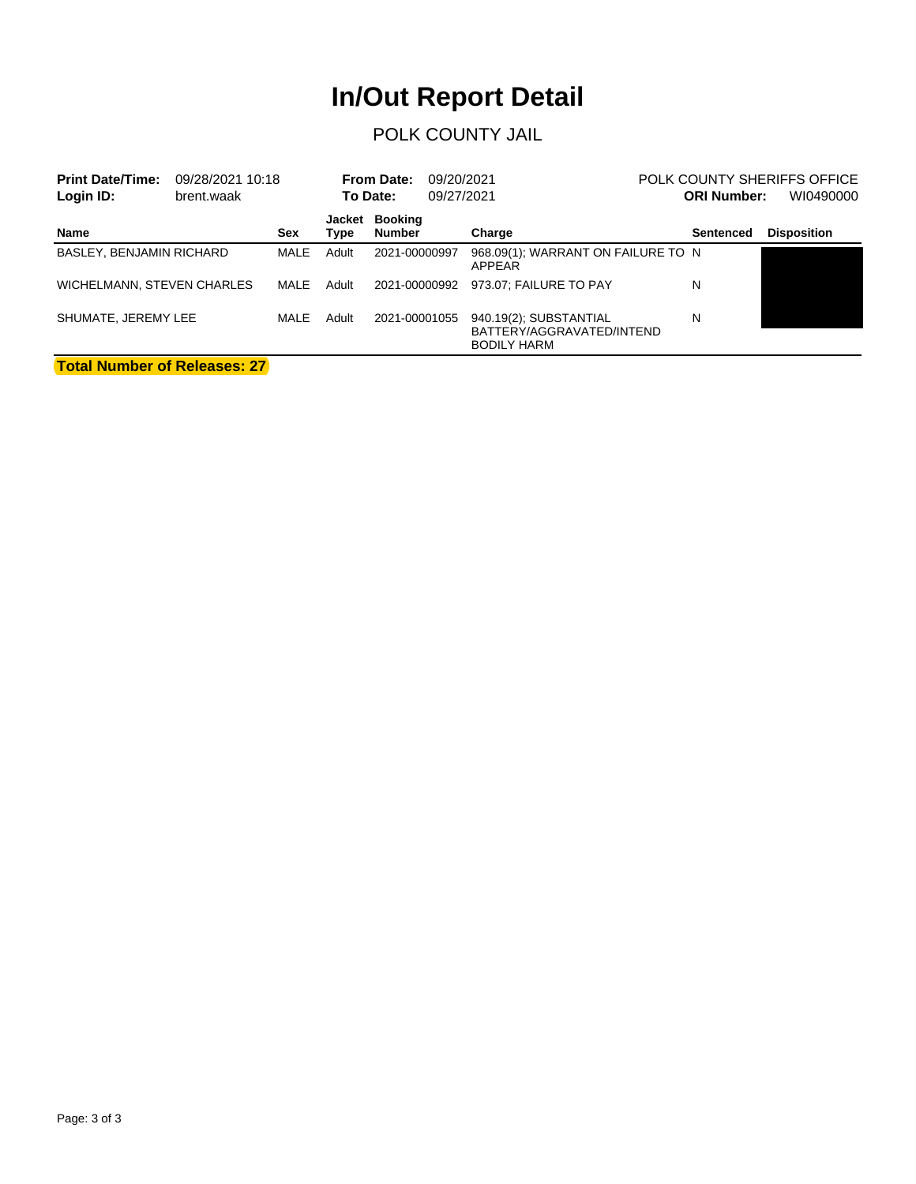# In/Out Report Detail

POLK COUNTY JAIL

**Print Date/Time:** 09/28/2021 10:18
**Login ID:** brent.waak

**From Date:** 09/20/2021
**To Date:** 09/27/2021

POLK COUNTY SHERIFFS OFFICE
**ORI Number:** WI0490000

| Name | Sex | Jacket Type | Booking Number | Charge | Sentenced | Disposition |
|---|---|---|---|---|---|---|
| BASLEY, BENJAMIN RICHARD | MALE | Adult | 2021-00000997 | 968.09(1); WARRANT ON FAILURE TO APPEAR | N | |
| WICHELMANN, STEVEN CHARLES | MALE | Adult | 2021-00000992 | 973.07; FAILURE TO PAY | N | |
| SHUMATE, JEREMY LEE | MALE | Adult | 2021-00001055 | 940.19(2); SUBSTANTIAL BATTERY/AGGRAVATED/INTEND BODILY HARM | N | |

**Total Number of Releases: 27**